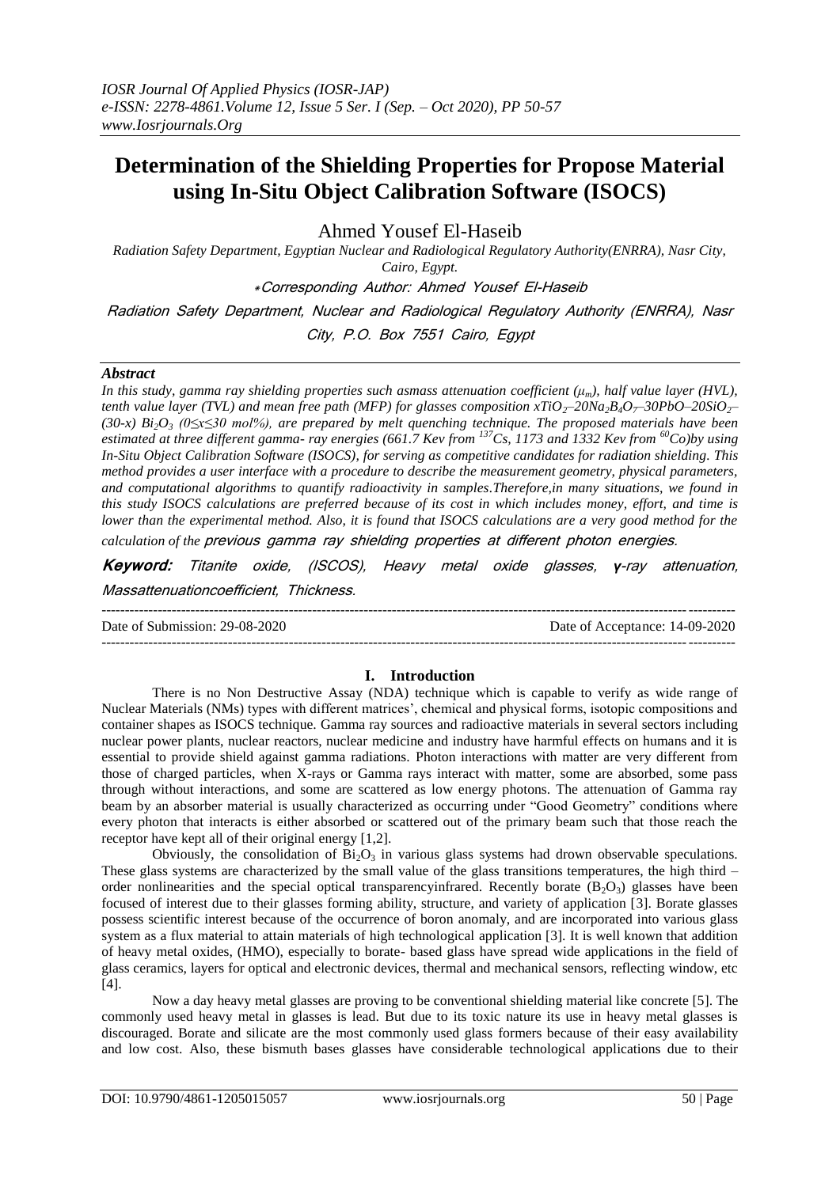# Determination of the Shielding Properties for Propose Material using In-Situ Object Calibration Software (ISOCS)

Ahmed Yousef El-Haseib

*Radiation Safety Department, Egyptian Nuclear and Radiological Regulatory Authority(ENRRA), Nasr City, Cairo, Egypt.*

*Corresponding Author: Ahmed Yousef El-Haseib

Radiation Safety Department, Nuclear and Radiological Regulatory Authority (ENRRA), Nasr City, P.O. Box 7551 Cairo, Egypt

### *Abstract*

*In this study, gamma ray shielding properties such asmass attenuation coefficient ($\mu_m$), half value layer (HVL), tenth value layer (TVL) and mean free path (MFP) for glasses composition $xTiO_2$–$20Na_2B_4O_7$–$30PbO$–$20SiO_2$–(30-x) $Bi_2O_3$ ($0 \leq x \leq 30$ mol%), are prepared by melt quenching technique. The proposed materials have been estimated at three different gamma- ray energies (661.7 Kev from $^{137}Cs$, 1173 and 1332 Kev from $^{60}Co$)by using In-Situ Object Calibration Software (ISOCS), for serving as competitive candidates for radiation shielding. This method provides a user interface with a procedure to describe the measurement geometry, physical parameters, and computational algorithms to quantify radioactivity in samples.Therefore,in many situations, we found in this study ISOCS calculations are preferred because of its cost in which includes money, effort, and time is lower than the experimental method. Also, it is found that ISOCS calculations are a very good method for the calculation of the previous gamma ray shielding properties at different photon energies.*

**Keyword:** *Titanite oxide, (ISCOS), Heavy metal oxide glasses, γ-ray attenuation, Massattenuationcoefficient, Thickness.*

Date of Submission: 29-08-2020 Date of Acceptance: 14-09-2020

## I. Introduction

There is no Non Destructive Assay (NDA) technique which is capable to verify as wide range of Nuclear Materials (NMs) types with different matrices', chemical and physical forms, isotopic compositions and container shapes as ISOCS technique. Gamma ray sources and radioactive materials in several sectors including nuclear power plants, nuclear reactors, nuclear medicine and industry have harmful effects on humans and it is essential to provide shield against gamma radiations. Photon interactions with matter are very different from those of charged particles, when X-rays or Gamma rays interact with matter, some are absorbed, some pass through without interactions, and some are scattered as low energy photons. The attenuation of Gamma ray beam by an absorber material is usually characterized as occurring under "Good Geometry" conditions where every photon that interacts is either absorbed or scattered out of the primary beam such that those reach the receptor have kept all of their original energy [1,2].

Obviously, the consolidation of $Bi_2O_3$ in various glass systems had drown observable speculations. These glass systems are characterized by the small value of the glass transitions temperatures, the high third – order nonlinearities and the special optical transparencyinfrared. Recently borate ($B_2O_3$) glasses have been focused of interest due to their glasses forming ability, structure, and variety of application [3]. Borate glasses possess scientific interest because of the occurrence of boron anomaly, and are incorporated into various glass system as a flux material to attain materials of high technological application [3]. It is well known that addition of heavy metal oxides, (HMO), especially to borate- based glass have spread wide applications in the field of glass ceramics, layers for optical and electronic devices, thermal and mechanical sensors, reflecting window, etc [4].

Now a day heavy metal glasses are proving to be conventional shielding material like concrete [5]. The commonly used heavy metal in glasses is lead. But due to its toxic nature its use in heavy metal glasses is discouraged. Borate and silicate are the most commonly used glass formers because of their easy availability and low cost. Also, these bismuth bases glasses have considerable technological applications due to their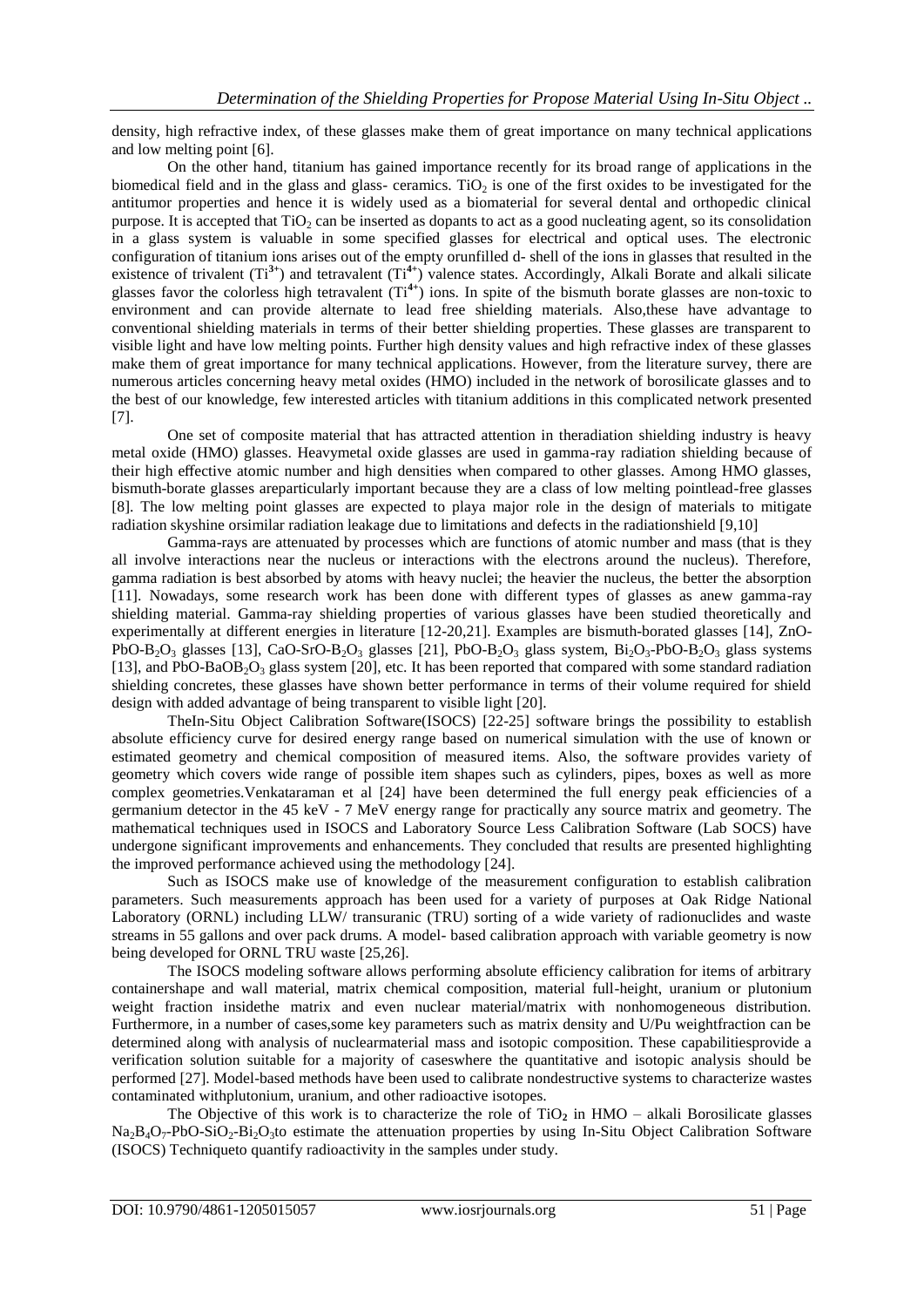density, high refractive index, of these glasses make them of great importance on many technical applications and low melting point [6].

On the other hand, titanium has gained importance recently for its broad range of applications in the biomedical field and in the glass and glass- ceramics. $TiO_2$ is one of the first oxides to be investigated for the antitumor properties and hence it is widely used as a biomaterial for several dental and orthopedic clinical purpose. It is accepted that $TiO_2$ can be inserted as dopants to act as a good nucleating agent, so its consolidation in a glass system is valuable in some specified glasses for electrical and optical uses. The electronic configuration of titanium ions arises out of the empty orunfilled d- shell of the ions in glasses that resulted in the existence of trivalent ($Ti^{3+}$) and tetravalent ($Ti^{4+}$) valence states. Accordingly, Alkali Borate and alkali silicate glasses favor the colorless high tetravalent ($Ti^{4+}$) ions. In spite of the bismuth borate glasses are non-toxic to environment and can provide alternate to lead free shielding materials. Also,these have advantage to conventional shielding materials in terms of their better shielding properties. These glasses are transparent to visible light and have low melting points. Further high density values and high refractive index of these glasses make them of great importance for many technical applications. However, from the literature survey, there are numerous articles concerning heavy metal oxides (HMO) included in the network of borosilicate glasses and to the best of our knowledge, few interested articles with titanium additions in this complicated network presented [7].

One set of composite material that has attracted attention in theradiation shielding industry is heavy metal oxide (HMO) glasses. Heavymetal oxide glasses are used in gamma-ray radiation shielding because of their high effective atomic number and high densities when compared to other glasses. Among HMO glasses, bismuth-borate glasses areparticularly important because they are a class of low melting pointlead-free glasses [8]. The low melting point glasses are expected to playa major role in the design of materials to mitigate radiation skyshine orsimilar radiation leakage due to limitations and defects in the radiationshield [9,10]

Gamma-rays are attenuated by processes which are functions of atomic number and mass (that is they all involve interactions near the nucleus or interactions with the electrons around the nucleus). Therefore, gamma radiation is best absorbed by atoms with heavy nuclei; the heavier the nucleus, the better the absorption [11]. Nowadays, some research work has been done with different types of glasses as anew gamma-ray shielding material. Gamma-ray shielding properties of various glasses have been studied theoretically and experimentally at different energies in literature [12-20,21]. Examples are bismuth-borated glasses [14], ZnO-PbO-$B_2O_3$ glasses [13], CaO-SrO-$B_2O_3$ glasses [21], PbO-$B_2O_3$ glass system, $Bi_2O_3$-PbO-$B_2O_3$ glass systems [13], and PbO-$BaOB_2O_3$ glass system [20], etc. It has been reported that compared with some standard radiation shielding concretes, these glasses have shown better performance in terms of their volume required for shield design with added advantage of being transparent to visible light [20].

TheIn-Situ Object Calibration Software(ISOCS) [22-25] software brings the possibility to establish absolute efficiency curve for desired energy range based on numerical simulation with the use of known or estimated geometry and chemical composition of measured items. Also, the software provides variety of geometry which covers wide range of possible item shapes such as cylinders, pipes, boxes as well as more complex geometries.Venkataraman et al [24] have been determined the full energy peak efficiencies of a germanium detector in the 45 keV - 7 MeV energy range for practically any source matrix and geometry. The mathematical techniques used in ISOCS and Laboratory Source Less Calibration Software (Lab SOCS) have undergone significant improvements and enhancements. They concluded that results are presented highlighting the improved performance achieved using the methodology [24].

Such as ISOCS make use of knowledge of the measurement configuration to establish calibration parameters. Such measurements approach has been used for a variety of purposes at Oak Ridge National Laboratory (ORNL) including LLW/ transuranic (TRU) sorting of a wide variety of radionuclides and waste streams in 55 gallons and over pack drums. A model- based calibration approach with variable geometry is now being developed for ORNL TRU waste [25,26].

The ISOCS modeling software allows performing absolute efficiency calibration for items of arbitrary containershape and wall material, matrix chemical composition, material full-height, uranium or plutonium weight fraction insidethe matrix and even nuclear material/matrix with nonhomogeneous distribution. Furthermore, in a number of cases,some key parameters such as matrix density and U/Pu weightfraction can be determined along with analysis of nuclearmaterial mass and isotopic composition. These capabilitiesprovide a verification solution suitable for a majority of caseswhere the quantitative and isotopic analysis should be performed [27]. Model-based methods have been used to calibrate nondestructive systems to characterize wastes contaminated withplutonium, uranium, and other radioactive isotopes.

The Objective of this work is to characterize the role of $TiO_2$ in HMO – alkali Borosilicate glasses $Na_2B_4O_7$-PbO-$SiO_2$-$Bi_2O_3$to estimate the attenuation properties by using In-Situ Object Calibration Software (ISOCS) Techniqueto quantify radioactivity in the samples under study.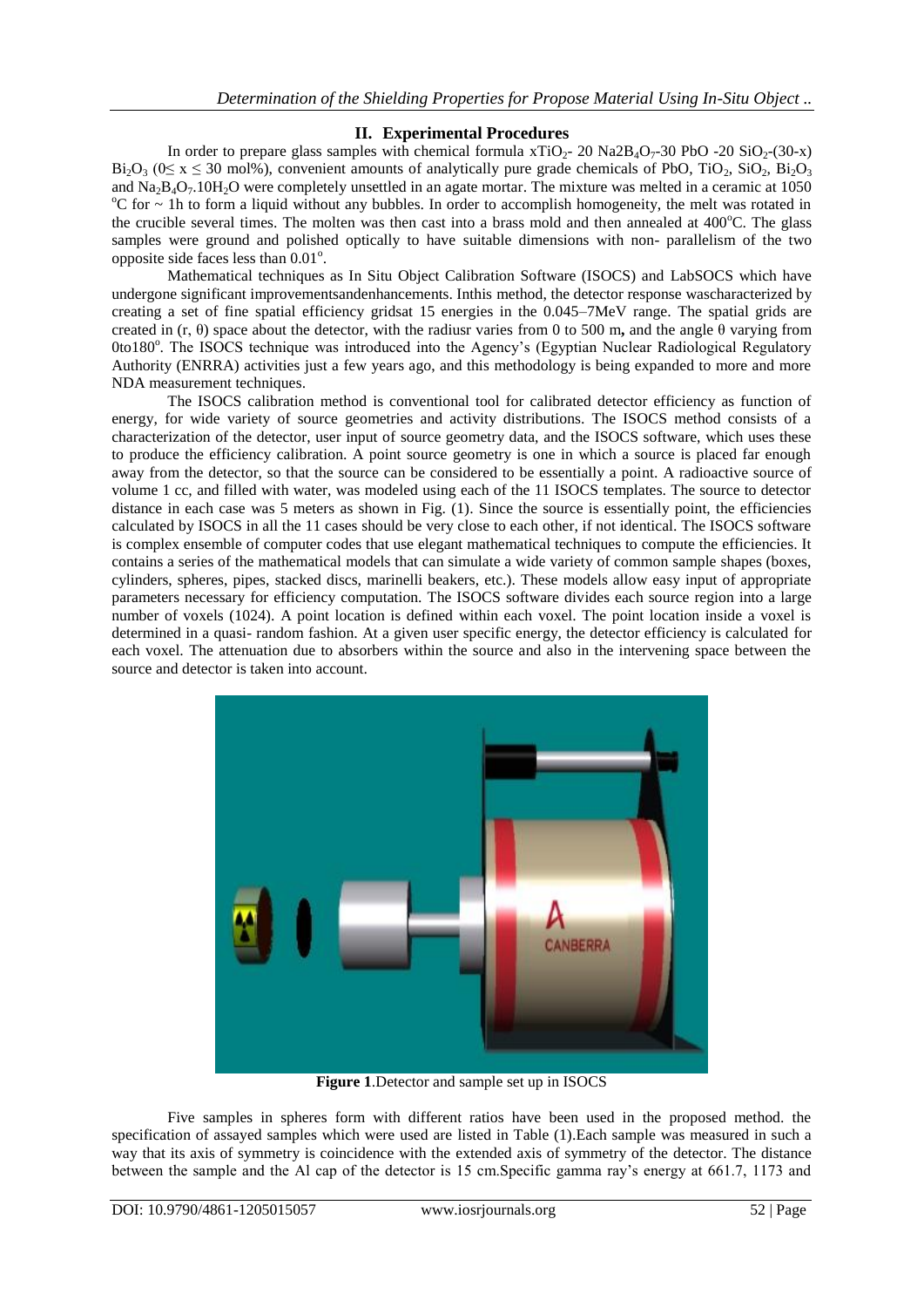## II. Experimental Procedures

In order to prepare glass samples with chemical formula $xTiO_2$- 20 $Na2B_4O_7$-30 PbO -20 $SiO_2$-(30-x) $Bi_2O_3$ ($0 \leq x \leq 30$ mol%), convenient amounts of analytically pure grade chemicals of PbO, $TiO_2$, $SiO_2$, $Bi_2O_3$ and $Na_2B_4O_7.10H_2O$ were completely unsettled in an agate mortar. The mixture was melted in a ceramic at 1050 °C for ~ 1h to form a liquid without any bubbles. In order to accomplish homogeneity, the melt was rotated in the crucible several times. The molten was then cast into a brass mold and then annealed at 400°C. The glass samples were ground and polished optically to have suitable dimensions with non- parallelism of the two opposite side faces less than 0.01°.

Mathematical techniques as In Situ Object Calibration Software (ISOCS) and LabSOCS which have undergone significant improvementsandenhancements. Inthis method, the detector response wascharacterized by creating a set of fine spatial efficiency gridsat 15 energies in the 0.045–7MeV range. The spatial grids are created in (r, θ) space about the detector, with the radiusr varies from 0 to 500 m**,** and the angle θ varying from 0to180°. The ISOCS technique was introduced into the Agency's (Egyptian Nuclear Radiological Regulatory Authority (ENRRA) activities just a few years ago, and this methodology is being expanded to more and more NDA measurement techniques.

The ISOCS calibration method is conventional tool for calibrated detector efficiency as function of energy, for wide variety of source geometries and activity distributions. The ISOCS method consists of a characterization of the detector, user input of source geometry data, and the ISOCS software, which uses these to produce the efficiency calibration. A point source geometry is one in which a source is placed far enough away from the detector, so that the source can be considered to be essentially a point. A radioactive source of volume 1 cc, and filled with water, was modeled using each of the 11 ISOCS templates. The source to detector distance in each case was 5 meters as shown in Fig. (1). Since the source is essentially point, the efficiencies calculated by ISOCS in all the 11 cases should be very close to each other, if not identical. The ISOCS software is complex ensemble of computer codes that use elegant mathematical techniques to compute the efficiencies. It contains a series of the mathematical models that can simulate a wide variety of common sample shapes (boxes, cylinders, spheres, pipes, stacked discs, marinelli beakers, etc.). These models allow easy input of appropriate parameters necessary for efficiency computation. The ISOCS software divides each source region into a large number of voxels (1024). A point location is defined within each voxel. The point location inside a voxel is determined in a quasi- random fashion. At a given user specific energy, the detector efficiency is calculated for each voxel. The attenuation due to absorbers within the source and also in the intervening space between the source and detector is taken into account.

**Figure 1**.Detector and sample set up in ISOCS

Five samples in spheres form with different ratios have been used in the proposed method. the specification of assayed samples which were used are listed in Table (1).Each sample was measured in such a way that its axis of symmetry is coincidence with the extended axis of symmetry of the detector. The distance between the sample and the Al cap of the detector is 15 cm.Specific gamma ray's energy at 661.7, 1173 and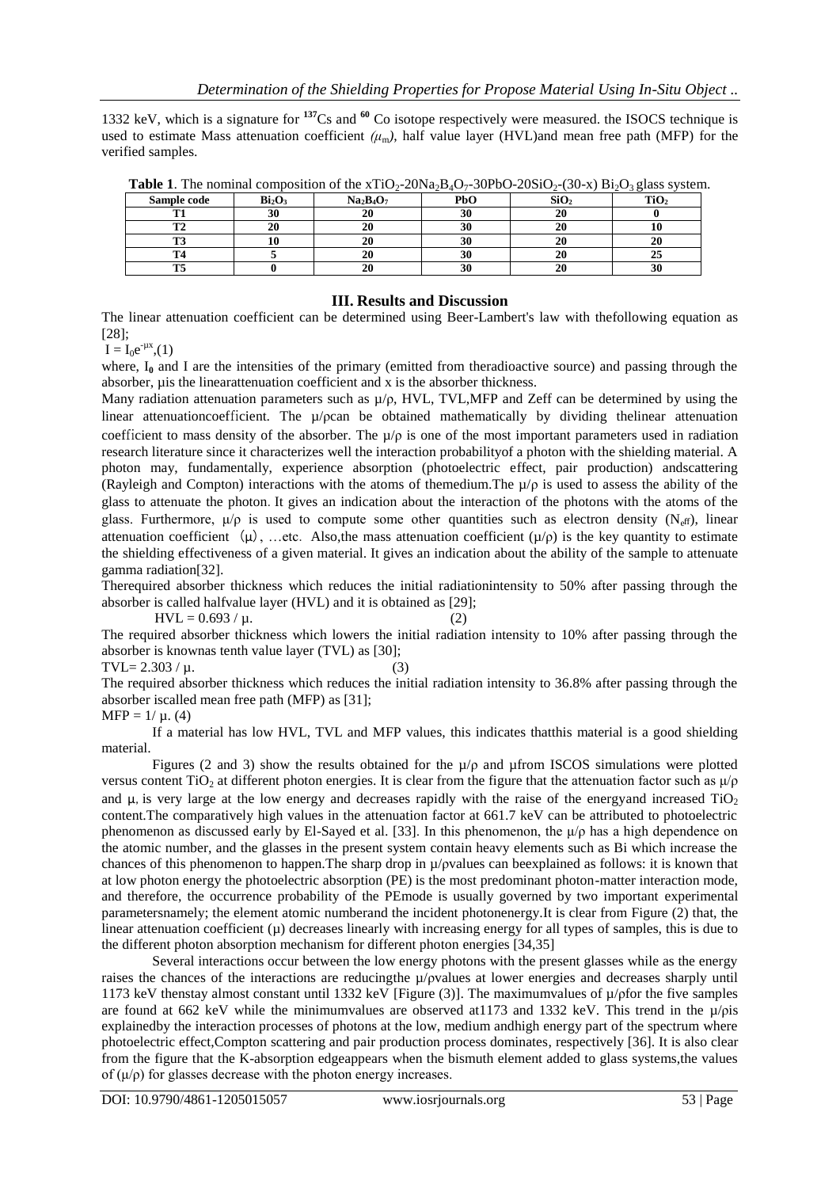1332 keV, which is a signature for [137]Cs and [60] Co isotope respectively were measured. the ISOCS technique is used to estimate Mass attenuation coefficient ($\mu_m$), half value layer (HVL)and mean free path (MFP) for the verified samples.

**Table 1**. The nominal composition of the $xTiO_2$-$20Na_2B_4O_7$-30PbO-$20SiO_2$-(30-x) $Bi_2O_3$ glass system.

| Sample code | $Bi_2O_3$ | $Na_2B_4O_7$ | PbO | $SiO_2$ | $TiO_2$ |
|---|---|---|---|---|---|
| T1 | 30 | 20 | 30 | 20 | 0 |
| T2 | 20 | 20 | 30 | 20 | 10 |
| T3 | 10 | 20 | 30 | 20 | 20 |
| T4 | 5 | 20 | 30 | 20 | 25 |
| T5 | 0 | 20 | 30 | 20 | 30 |

## III. Results and Discussion

The linear attenuation coefficient can be determined using Beer-Lambert's law with thefollowing equation as [28];

$I = I_0 e^{-\mu x}$,(1)

where, $I_0$ and I are the intensities of the primary (emitted from theradioactive source) and passing through the absorber, μis the linearattenuation coefficient and x is the absorber thickness.

Many radiation attenuation parameters such as μ/ρ, HVL, TVL,MFP and Zeff can be determined by using the linear attenuationcoefficient. The μ/ρcan be obtained mathematically by dividing thelinear attenuation coefficient to mass density of the absorber. The μ/ρ is one of the most important parameters used in radiation research literature since it characterizes well the interaction probabilityof a photon with the shielding material. A photon may, fundamentally, experience absorption (photoelectric effect, pair production) andscattering (Rayleigh and Compton) interactions with the atoms of themedium.The μ/ρ is used to assess the ability of the glass to attenuate the photon. It gives an indication about the interaction of the photons with the atoms of the glass. Furthermore, μ/ρ is used to compute some other quantities such as electron density ($N_{eff}$), linear attenuation coefficient (μ), …etc. Also,the mass attenuation coefficient (μ/ρ) is the key quantity to estimate the shielding effectiveness of a given material. It gives an indication about the ability of the sample to attenuate gamma radiation[32].

Therequired absorber thickness which reduces the initial radiationintensity to 50% after passing through the absorber is called halfvalue layer (HVL) and it is obtained as [29];

$HVL = 0.693 / \mu$. (2)

The required absorber thickness which lowers the initial radiation intensity to 10% after passing through the absorber is knownas tenth value layer (TVL) as [30];

$TVL= 2.303 / \mu$. (3)

The required absorber thickness which reduces the initial radiation intensity to 36.8% after passing through the absorber iscalled mean free path (MFP) as [31];

$MFP = 1/ \mu$. (4)

If a material has low HVL, TVL and MFP values, this indicates thatthis material is a good shielding material.

Figures (2 and 3) show the results obtained for the μ/ρ and μfrom ISCOS simulations were plotted versus content $TiO_2$ at different photon energies. It is clear from the figure that the attenuation factor such as μ/ρ and μ, is very large at the low energy and decreases rapidly with the raise of the energyand increased $TiO_2$ content.The comparatively high values in the attenuation factor at 661.7 keV can be attributed to photoelectric phenomenon as discussed early by El-Sayed et al. [33]. In this phenomenon, the μ/ρ has a high dependence on the atomic number, and the glasses in the present system contain heavy elements such as Bi which increase the chances of this phenomenon to happen.The sharp drop in μ/ρvalues can beexplained as follows: it is known that at low photon energy the photoelectric absorption (PE) is the most predominant photon-matter interaction mode, and therefore, the occurrence probability of the PEmode is usually governed by two important experimental parametersnamely; the element atomic numberand the incident photonenergy.It is clear from Figure (2) that, the linear attenuation coefficient (μ) decreases linearly with increasing energy for all types of samples, this is due to the different photon absorption mechanism for different photon energies [34,35]

Several interactions occur between the low energy photons with the present glasses while as the energy raises the chances of the interactions are reducingthe μ/ρvalues at lower energies and decreases sharply until 1173 keV thenstay almost constant until 1332 keV [Figure (3)]. The maximumvalues of μ/ρfor the five samples are found at 662 keV while the minimumvalues are observed at1173 and 1332 keV. This trend in the μ/ρis explainedby the interaction processes of photons at the low, medium andhigh energy part of the spectrum where photoelectric effect,Compton scattering and pair production process dominates, respectively [36]. It is also clear from the figure that the K-absorption edgeappears when the bismuth element added to glass systems,the values of (μ/ρ) for glasses decrease with the photon energy increases.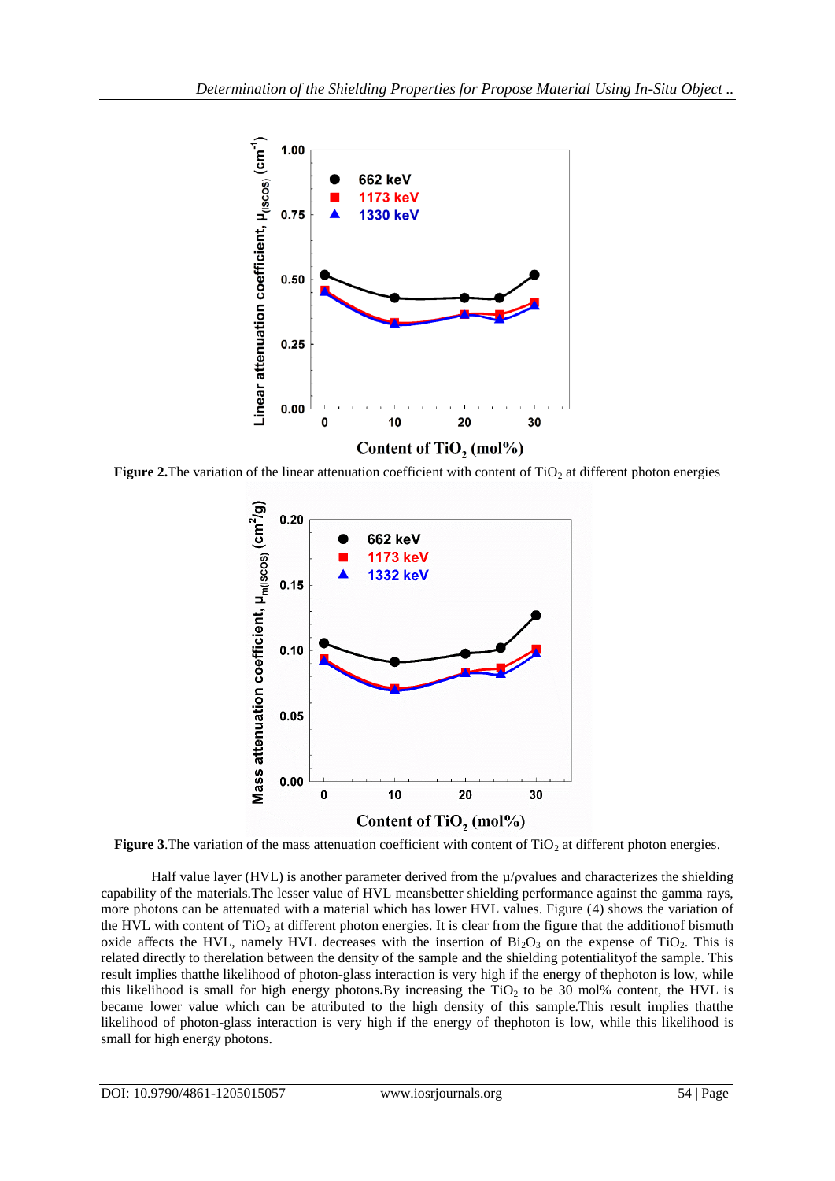**Figure 2.** The variation of the linear attenuation coefficient with content of $TiO_2$ at different photon energies

**Figure 3**. The variation of the mass attenuation coefficient with content of $TiO_2$ at different photon energies.

Half value layer (HVL) is another parameter derived from the μ/ρvalues and characterizes the shielding capability of the materials.The lesser value of HVL meansbetter shielding performance against the gamma rays, more photons can be attenuated with a material which has lower HVL values. Figure (4) shows the variation of the HVL with content of $TiO_2$ at different photon energies. It is clear from the figure that the additionof bismuth oxide affects the HVL, namely HVL decreases with the insertion of $Bi_2O_3$ on the expense of $TiO_2$. This is related directly to therelation between the density of the sample and the shielding potentialityof the sample. This result implies thatthe likelihood of photon-glass interaction is very high if the energy of thephoton is low, while this likelihood is small for high energy photons**.**By increasing the $TiO_2$ to be 30 mol% content, the HVL is became lower value which can be attributed to the high density of this sample.This result implies thatthe likelihood of photon-glass interaction is very high if the energy of thephoton is low, while this likelihood is small for high energy photons.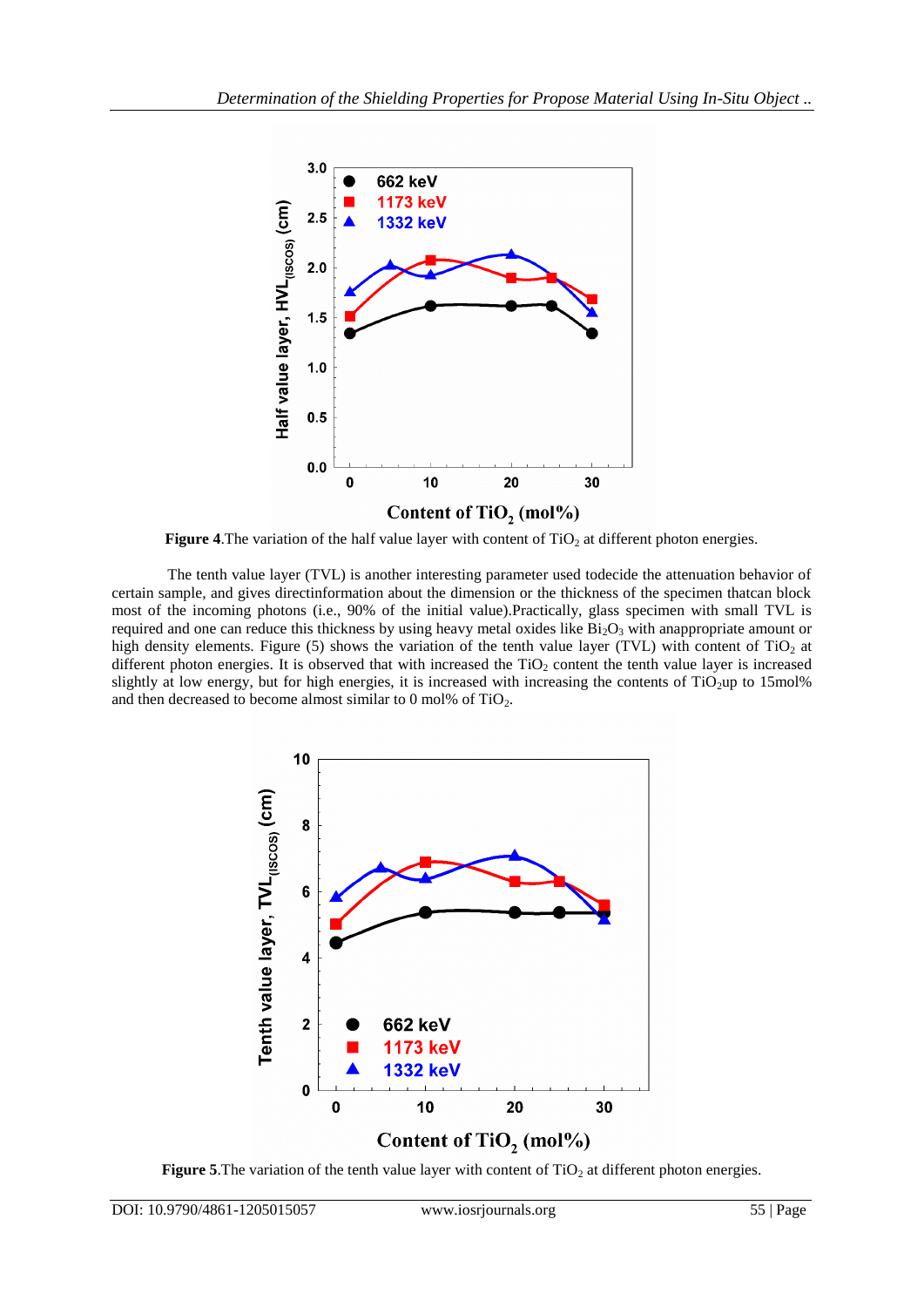**Figure 4**.The variation of the half value layer with content of $TiO_2$ at different photon energies.

The tenth value layer (TVL) is another interesting parameter used todecide the attenuation behavior of certain sample, and gives directinformation about the dimension or the thickness of the specimen thatcan block most of the incoming photons (i.e., 90% of the initial value).Practically, glass specimen with small TVL is required and one can reduce this thickness by using heavy metal oxides like $Bi_2O_3$ with anappropriate amount or high density elements. Figure (5) shows the variation of the tenth value layer (TVL) with content of $TiO_2$ at different photon energies. It is observed that with increased the $TiO_2$ content the tenth value layer is increased slightly at low energy, but for high energies, it is increased with increasing the contents of $TiO_2$up to 15mol% and then decreased to become almost similar to 0 mol% of $TiO_2$.

**Figure 5**.The variation of the tenth value layer with content of $TiO_2$ at different photon energies.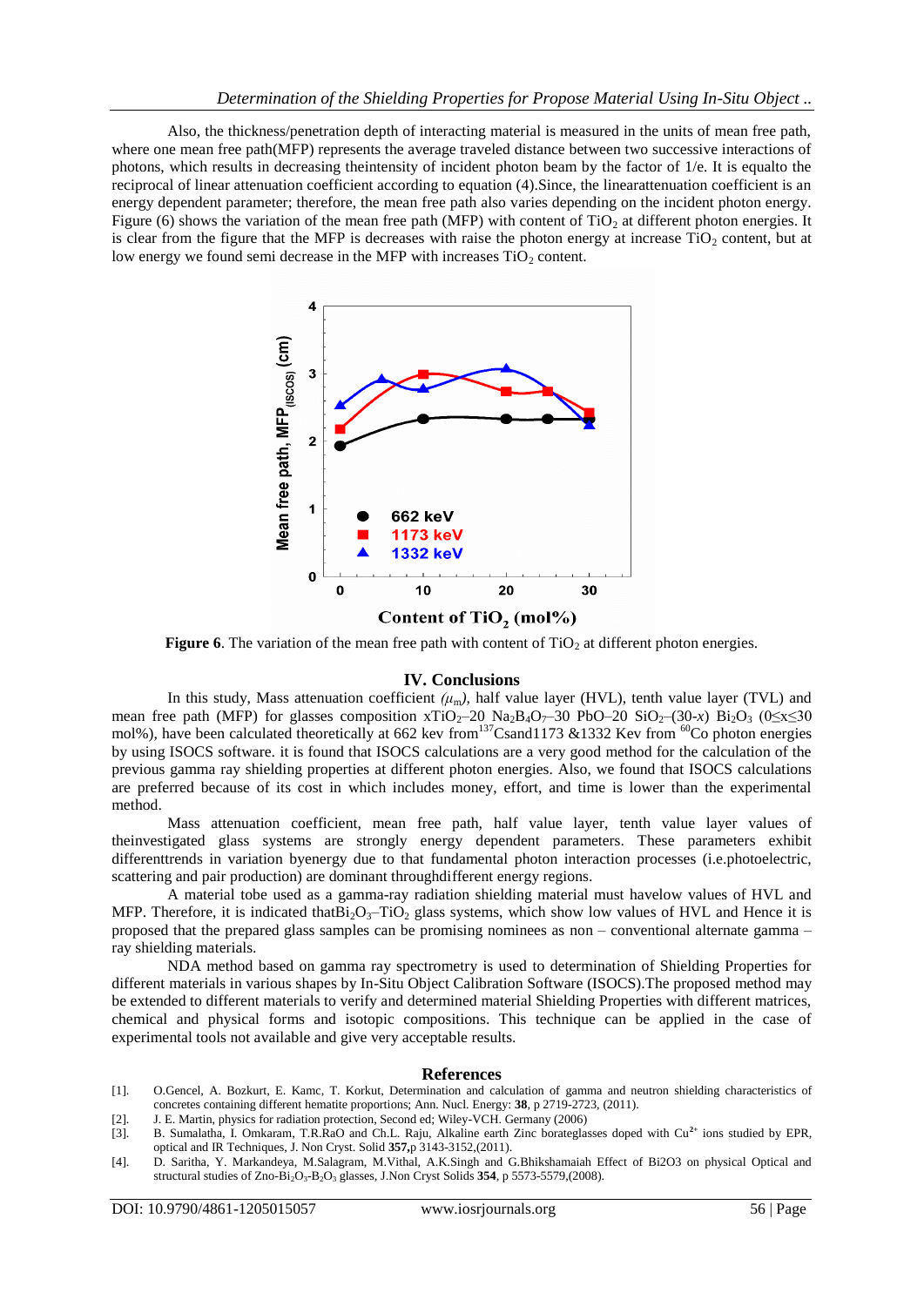Also, the thickness/penetration depth of interacting material is measured in the units of mean free path, where one mean free path(MFP) represents the average traveled distance between two successive interactions of photons, which results in decreasing theintensity of incident photon beam by the factor of 1/e. It is equalto the reciprocal of linear attenuation coefficient according to equation (4).Since, the linearattenuation coefficient is an energy dependent parameter; therefore, the mean free path also varies depending on the incident photon energy. Figure (6) shows the variation of the mean free path (MFP) with content of $TiO_2$ at different photon energies. It is clear from the figure that the MFP is decreases with raise the photon energy at increase $TiO_2$ content, but at low energy we found semi decrease in the MFP with increases $TiO_2$ content.

**Figure 6**. The variation of the mean free path with content of $TiO_2$ at different photon energies.

## IV. Conclusions

In this study, Mass attenuation coefficient ($\mu_m$), half value layer (HVL), tenth value layer (TVL) and mean free path (MFP) for glasses composition $xTiO_2$–20 $Na_2B_4O_7$–30 PbO–20 $SiO_2$–(30-$x$) $Bi_2O_3$ ($0 \le x \le 30$ mol%), have been calculated theoretically at 662 kev from$^{137}$Csand1173 &1332 Kev from $^{60}$Co photon energies by using ISOCS software. it is found that ISOCS calculations are a very good method for the calculation of the previous gamma ray shielding properties at different photon energies. Also, we found that ISOCS calculations are preferred because of its cost in which includes money, effort, and time is lower than the experimental method.

Mass attenuation coefficient, mean free path, half value layer, tenth value layer values of theinvestigated glass systems are strongly energy dependent parameters. These parameters exhibit differenttrends in variation byenergy due to that fundamental photon interaction processes (i.e.photoelectric, scattering and pair production) are dominant throughdifferent energy regions.

A material tobe used as a gamma-ray radiation shielding material must havelow values of HVL and MFP. Therefore, it is indicated that$Bi_2O_3$–$TiO_2$ glass systems, which show low values of HVL and Hence it is proposed that the prepared glass samples can be promising nominees as non – conventional alternate gamma – ray shielding materials.

NDA method based on gamma ray spectrometry is used to determination of Shielding Properties for different materials in various shapes by In-Situ Object Calibration Software (ISOCS).The proposed method may be extended to different materials to verify and determined material Shielding Properties with different matrices, chemical and physical forms and isotopic compositions. This technique can be applied in the case of experimental tools not available and give very acceptable results.

## References

[1]. O.Gencel, A. Bozkurt, E. Kamc, T. Korkut, Determination and calculation of gamma and neutron shielding characteristics of concretes containing different hematite proportions; Ann. Nucl. Energy: **38**, p 2719-2723, (2011).

[2]. J. E. Martin, physics for radiation protection, Second ed; Wiley-VCH. Germany (2006)

[3]. B. Sumalatha, I. Omkaram, T.R.RaO and Ch.L. Raju, Alkaline earth Zinc borateglasses doped with $Cu^{2+}$ ions studied by EPR, optical and IR Techniques, J. Non Cryst. Solid **357,**p 3143-3152,(2011).

[4]. D. Saritha, Y. Markandeya, M.Salagram, M.Vithal, A.K.Singh and G.Bhikshamaiah Effect of Bi2O3 on physical Optical and structural studies of Zno-$Bi_2O_3$-$B_2O_3$ glasses, J.Non Cryst Solids **354**, p 5573-5579,(2008).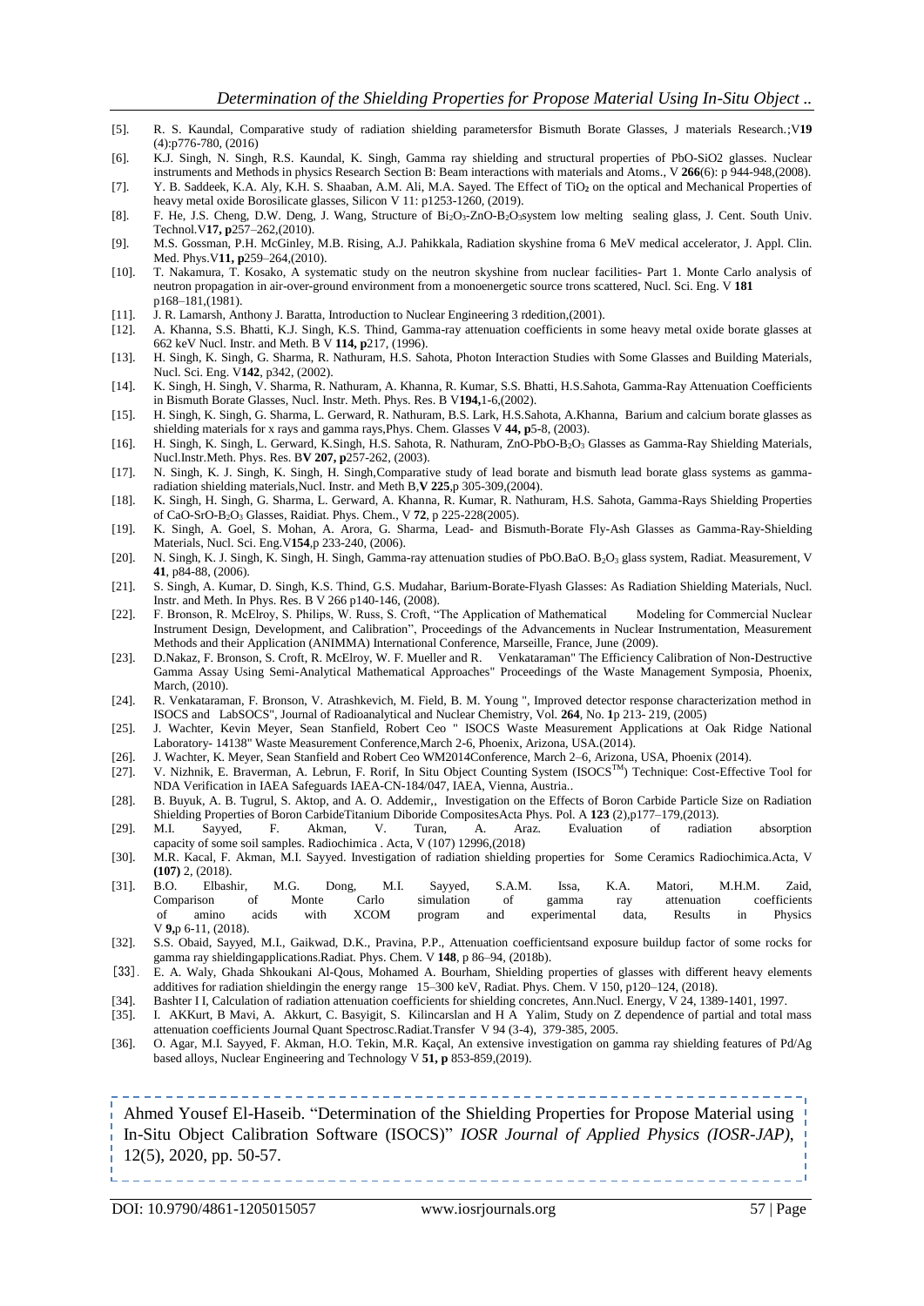[5]. R. S. Kaundal, Comparative study of radiation shielding parametersfor Bismuth Borate Glasses, J materials Research.;V**19** (4):p776-780, (2016)

[6]. K.J. Singh, N. Singh, R.S. Kaundal, K. Singh, Gamma ray shielding and structural properties of PbO-SiO2 glasses. Nuclear instruments and Methods in physics Research Section B: Beam interactions with materials and Atoms., V **266**(6): p 944-948,(2008).

[7]. Y. B. Saddeek, K.A. Aly, K.H. S. Shaaban, A.M. Ali, M.A. Sayed. The Effect of $TiO_2$ on the optical and Mechanical Properties of heavy metal oxide Borosilicate glasses, Silicon V 11: p1253-1260, (2019).

[8]. F. He, J.S. Cheng, D.W. Deng, J. Wang, Structure of $Bi_2O_3$-ZnO-$B_2O_3$system low melting sealing glass, J. Cent. South Univ. Technol.V**17, p**257–262,(2010).

[9]. M.S. Gossman, P.H. McGinley, M.B. Rising, A.J. Pahikkala, Radiation skyshine froma 6 MeV medical accelerator, J. Appl. Clin. Med. Phys.V**11, p**259–264,(2010).

[10]. T. Nakamura, T. Kosako, A systematic study on the neutron skyshine from nuclear facilities- Part 1. Monte Carlo analysis of neutron propagation in air-over-ground environment from a monoenergetic source trons scattered, Nucl. Sci. Eng. V **181** p168–181,(1981).

[11]. J. R. Lamarsh, Anthony J. Baratta, Introduction to Nuclear Engineering 3 rdedition,(2001).

[12]. A. Khanna, S.S. Bhatti, K.J. Singh, K.S. Thind, Gamma-ray attenuation coefficients in some heavy metal oxide borate glasses at 662 keV Nucl. Instr. and Meth. B V **114, p**217, (1996).

[13]. H. Singh, K. Singh, G. Sharma, R. Nathuram, H.S. Sahota, Photon Interaction Studies with Some Glasses and Building Materials, Nucl. Sci. Eng. V**142**, p342, (2002).

[14]. K. Singh, H. Singh, V. Sharma, R. Nathuram, A. Khanna, R. Kumar, S.S. Bhatti, H.S.Sahota, Gamma-Ray Attenuation Coefficients in Bismuth Borate Glasses, Nucl. Instr. Meth. Phys. Res. B V**194,**1-6,(2002).

[15]. H. Singh, K. Singh, G. Sharma, L. Gerward, R. Nathuram, B.S. Lark, H.S.Sahota, A.Khanna, Barium and calcium borate glasses as shielding materials for x rays and gamma rays,Phys. Chem. Glasses V **44, p**5-8, (2003).

[16]. H. Singh, K. Singh, L. Gerward, K.Singh, H.S. Sahota, R. Nathuram, ZnO-PbO-$B_2O_3$ Glasses as Gamma-Ray Shielding Materials, Nucl.Instr.Meth. Phys. Res. B**V 207, p**257-262, (2003).

[17]. N. Singh, K. J. Singh, K. Singh, H. Singh,Comparative study of lead borate and bismuth lead borate glass systems as gamma-radiation shielding materials,Nucl. Instr. and Meth B,**V 225**,p 305-309,(2004).

[18]. K. Singh, H. Singh, G. Sharma, L. Gerward, A. Khanna, R. Kumar, R. Nathuram, H.S. Sahota, Gamma-Rays Shielding Properties of CaO-SrO-$B_2O_3$ Glasses, Raidiat. Phys. Chem., V **72**, p 225-228(2005).

[19]. K. Singh, A. Goel, S. Mohan, A. Arora, G. Sharma, Lead- and Bismuth-Borate Fly-Ash Glasses as Gamma-Ray-Shielding Materials, Nucl. Sci. Eng.V**154**,p 233-240, (2006).

[20]. N. Singh, K. J. Singh, K. Singh, H. Singh, Gamma-ray attenuation studies of PbO.BaO. $B_2O_3$ glass system, Radiat. Measurement, V **41**, p84-88, (2006).

[21]. S. Singh, A. Kumar, D. Singh, K.S. Thind, G.S. Mudahar, Barium-Borate-Flyash Glasses: As Radiation Shielding Materials, Nucl. Instr. and Meth. In Phys. Res. B V 266 p140-146, (2008).

[22]. F. Bronson, R. McElroy, S. Philips, W. Russ, S. Croft, "The Application of Mathematical Modeling for Commercial Nuclear Instrument Design, Development, and Calibration", Proceedings of the Advancements in Nuclear Instrumentation, Measurement Methods and their Application (ANIMMA) International Conference, Marseille, France, June (2009).

[23]. D.Nakaz, F. Bronson, S. Croft, R. McElroy, W. F. Mueller and R. Venkataraman" The Efficiency Calibration of Non-Destructive Gamma Assay Using Semi-Analytical Mathematical Approaches" Proceedings of the Waste Management Symposia, Phoenix, March, (2010).

[24]. R. Venkataraman, F. Bronson, V. Atrashkevich, M. Field, B. M. Young ", Improved detector response characterization method in ISOCS and LabSOCS", Journal of Radioanalytical and Nuclear Chemistry, Vol. **264**, No. **1**p 213- 219, (2005)

[25]. J. Wachter, Kevin Meyer, Sean Stanfield, Robert Ceo " ISOCS Waste Measurement Applications at Oak Ridge National Laboratory- 14138" Waste Measurement Conference,March 2-6, Phoenix, Arizona, USA.(2014).

[26]. J. Wachter, K. Meyer, Sean Stanfield and Robert Ceo WM2014Conference, March 2–6, Arizona, USA, Phoenix (2014).

[27]. V. Nizhnik, E. Braverman, A. Lebrun, F. Rorif, In Situ Object Counting System (ISOCS$^{TM}$) Technique: Cost-Effective Tool for NDA Verification in IAEA Safeguards IAEA-CN-184/047, IAEA, Vienna, Austria..

[28]. B. Buyuk, A. B. Tugrul, S. Aktop, and A. O. Addemir,, Investigation on the Effects of Boron Carbide Particle Size on Radiation Shielding Properties of Boron CarbideTitanium Diboride CompositesActa Phys. Pol. A **123** (2),p177–179,(2013).

[29]. M.I. Sayyed, F. Akman, V. Turan, A. Araz. Evaluation of radiation absorption capacity of some soil samples. Radiochimica . Acta, V (107) 12996,(2018)

[30]. M.R. Kacal, F. Akman, M.I. Sayyed. Investigation of radiation shielding properties for Some Ceramics Radiochimica.Acta, V **(107)** 2, (2018).

[31]. B.O. Elbashir, M.G. Dong, M.I. Sayyed, S.A.M. Issa, K.A. Matori, M.H.M. Zaid, Comparison of Monte Carlo simulation of gamma ray attenuation coefficients of amino acids with XCOM program and experimental data, Results in Physics V **9,**p 6-11, (2018).

[32]. S.S. Obaid, Sayyed, M.I., Gaikwad, D.K., Pravina, P.P., Attenuation coefficientsand exposure buildup factor of some rocks for gamma ray shieldingapplications.Radiat. Phys. Chem. V **148**, p 86–94, (2018b).

[33]. E. A. Waly, Ghada Shkoukani Al-Qous, Mohamed A. Bourham, Shielding properties of glasses with different heavy elements additives for radiation shieldingin the energy range 15–300 keV, Radiat. Phys. Chem. V 150, p120–124, (2018).

[34]. Bashter I I, Calculation of radiation attenuation coefficients for shielding concretes, Ann.Nucl. Energy, V 24, 1389-1401, 1997.

[35]. I. AKKurt, B Mavi, A. Akkurt, C. Basyigit, S. Kilincarslan and H A Yalim, Study on Z dependence of partial and total mass attenuation coefficients Journal Quant Spectrosc.Radiat.Transfer V 94 (3-4), 379-385, 2005.

[36]. O. Agar, M.I. Sayyed, F. Akman, H.O. Tekin, M.R. Kaçal, An extensive investigation on gamma ray shielding features of Pd/Ag based alloys, Nuclear Engineering and Technology V **51, p** 853-859,(2019).

Ahmed Yousef El-Haseib. "Determination of the Shielding Properties for Propose Material using In-Situ Object Calibration Software (ISOCS)" *IOSR Journal of Applied Physics (IOSR-JAP)*, 12(5), 2020, pp. 50-57.